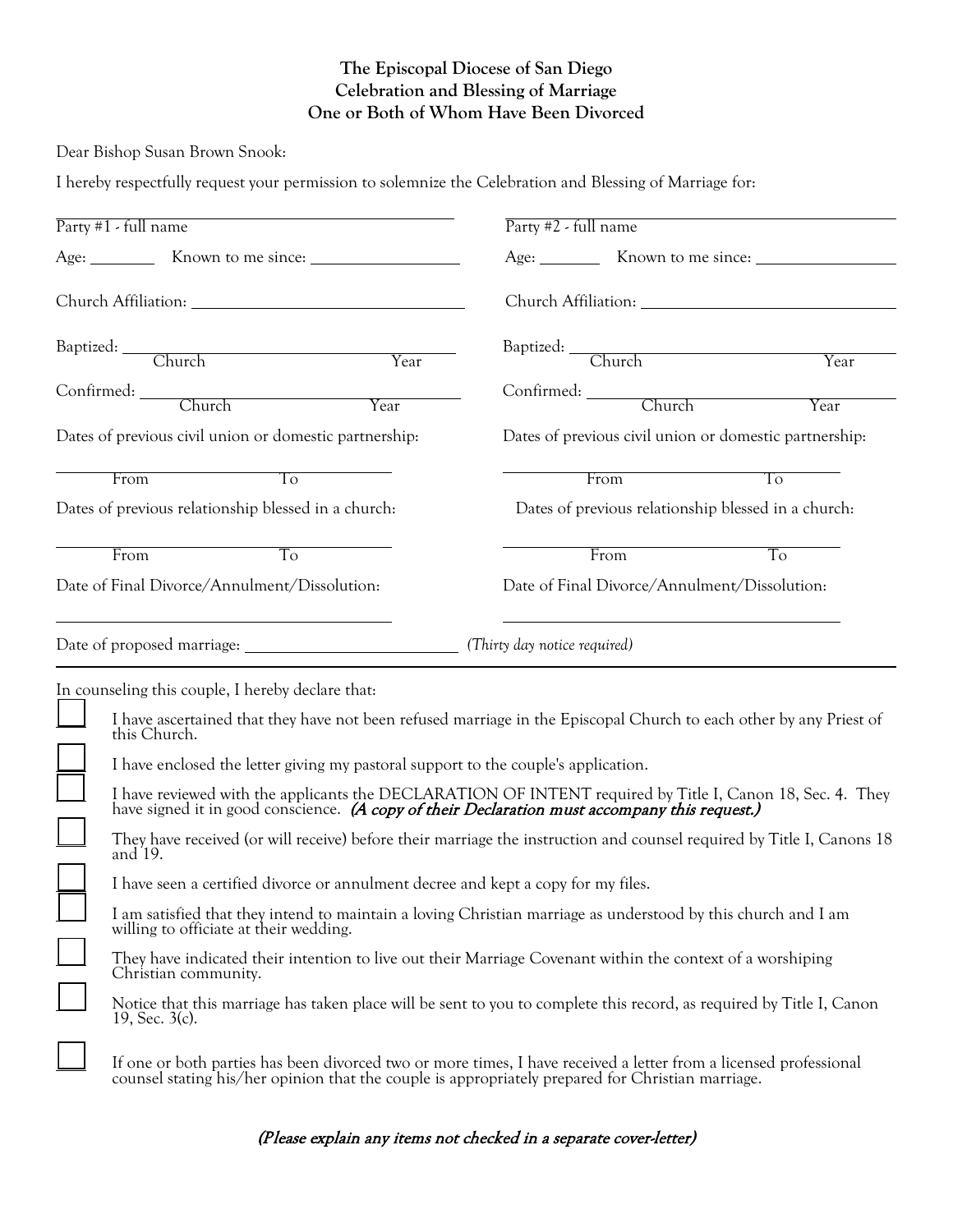**The Episcopal Diocese of San Diego**
**Celebration and Blessing of Marriage**
**One or Both of Whom Have Been Divorced**

Dear Bishop Susan Brown Snook:

I hereby respectfully request your permission to solemnize the Celebration and Blessing of Marriage for:

| Party #1 | Party #2 |
|---|---|
| Party #1 - full name ______________________ | Party #2 - full name ______________________ |
| Age: ________ Known to me since: ________________ | Age: ________ Known to me since: ________________ |
| Church Affiliation: ______________________ | Church Affiliation: ______________________ |
| Baptized: ______________ Church ______ Year | Baptized: ______________ Church ______ Year |
| Confirmed: ______________ Church ______ Year | Confirmed: ______________ Church ______ Year |
| Dates of previous civil union or domestic partnership: | Dates of previous civil union or domestic partnership: |
| ________ From ________ To | ________ From ________ To |
| Dates of previous relationship blessed in a church: | Dates of previous relationship blessed in a church: |
| ________ From ________ To | ________ From ________ To |
| Date of Final Divorce/Annulment/Dissolution: | Date of Final Divorce/Annulment/Dissolution: |
| ______________________ | ______________________ |

Date of proposed marriage: ______________________ *(Thirty day notice required)*

---

In counseling this couple, I hereby declare that:

- ☐ I have ascertained that they have not been refused marriage in the Episcopal Church to each other by any Priest of this Church.
- ☐ I have enclosed the letter giving my pastoral support to the couple's application.
- ☐ I have reviewed with the applicants the DECLARATION OF INTENT required by Title I, Canon 18, Sec. 4. They have signed it in good conscience. ***(A copy of their Declaration must accompany this request.)***
- ☐ They have received (or will receive) before their marriage the instruction and counsel required by Title I, Canons 18 and 19.
- ☐ I have seen a certified divorce or annulment decree and kept a copy for my files.
- ☐ I am satisfied that they intend to maintain a loving Christian marriage as understood by this church and I am willing to officiate at their wedding.
- ☐ They have indicated their intention to live out their Marriage Covenant within the context of a worshiping Christian community.
- ☐ Notice that this marriage has taken place will be sent to you to complete this record, as required by Title I, Canon 19, Sec. 3(c).
- ☐ If one or both parties has been divorced two or more times, I have received a letter from a licensed professional counsel stating his/her opinion that the couple is appropriately prepared for Christian marriage.

*(Please explain any items not checked in a separate cover-letter)*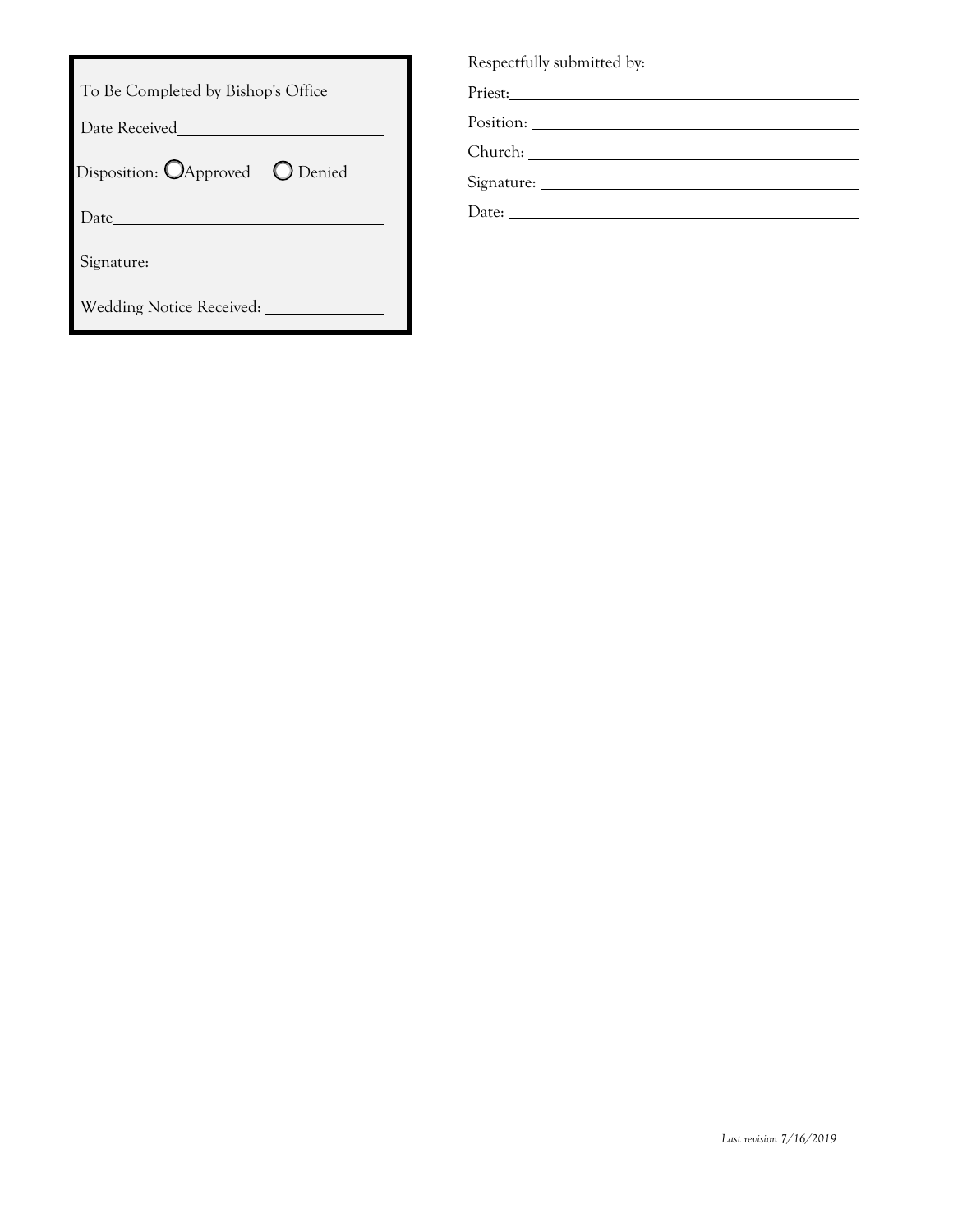To Be Completed by Bishop's Office

Date Received\_\_\_\_\_\_\_\_\_\_\_\_\_\_\_\_\_\_\_\_\_\_\_\_

Disposition: ○ Approved ○ Denied

Date\_\_\_\_\_\_\_\_\_\_\_\_\_\_\_\_\_\_\_\_\_\_\_\_\_\_\_\_\_\_

Signature: \_\_\_\_\_\_\_\_\_\_\_\_\_\_\_\_\_\_\_\_\_\_\_\_\_\_

Wedding Notice Received: \_\_\_\_\_\_\_\_\_\_\_\_\_\_

Respectfully submitted by:

Priest: \_\_\_\_\_\_\_\_\_\_\_\_\_\_\_\_\_\_\_\_\_\_\_\_\_\_\_\_\_\_\_\_\_\_\_\_\_\_\_\_

Position: \_\_\_\_\_\_\_\_\_\_\_\_\_\_\_\_\_\_\_\_\_\_\_\_\_\_\_\_\_\_\_\_\_\_\_\_\_\_

Church: \_\_\_\_\_\_\_\_\_\_\_\_\_\_\_\_\_\_\_\_\_\_\_\_\_\_\_\_\_\_\_\_\_\_\_\_\_\_\_

Signature: \_\_\_\_\_\_\_\_\_\_\_\_\_\_\_\_\_\_\_\_\_\_\_\_\_\_\_\_\_\_\_\_\_\_\_\_\_

Date: \_\_\_\_\_\_\_\_\_\_\_\_\_\_\_\_\_\_\_\_\_\_\_\_\_\_\_\_\_\_\_\_\_\_\_\_\_\_\_\_\_

*Last revision 7/16/2019*